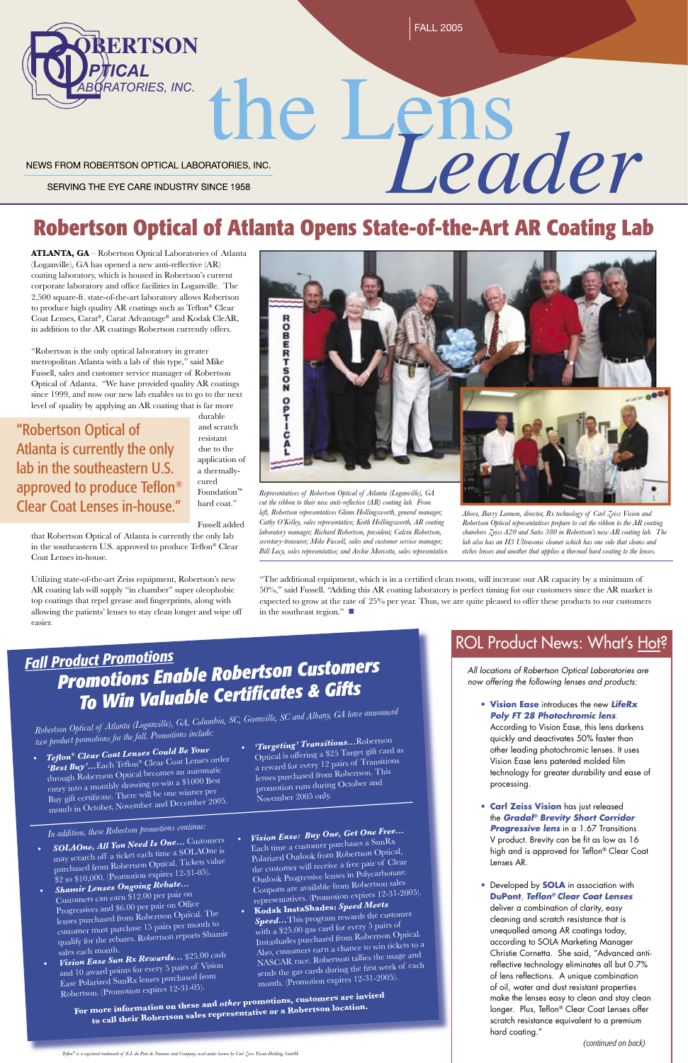ROBERTSON OPTICAL LABORATORIES, INC.

FALL 2005

# the Lens Leader

NEWS FROM ROBERTSON OPTICAL LABORATORIES, INC.

SERVING THE EYE CARE INDUSTRY SINCE 1958

## Robertson Optical of Atlanta Opens State-of-the-Art AR Coating Lab

**ATLANTA, GA** – Robertson Optical Laboratories of Atlanta (Loganville), GA has opened a new anti-reflective (AR) coating laboratory, which is housed in Robertson's current corporate laboratory and office facilities in Loganville. The 2,500 square-ft. state-of-the-art laboratory allows Robertson to produce high quality AR coatings such as Teflon® Clear Coat Lenses, Carat®, Carat Advantage® and Kodak CleAR, in addition to the AR coatings Robertson currently offers.

"Robertson is the only optical laboratory in greater metropolitan Atlanta with a lab of this type," said Mike Fussell, sales and customer service manager of Robertson Optical of Atlanta. "We have provided quality AR coatings since 1999, and now our new lab enables us to go to the next level of quality by applying an AR coating that is far more durable and scratch resistant due to the application of a thermally-cured Foundation™ hard coat."

> "Robertson Optical of Atlanta is currently the only lab in the southeastern U.S. approved to produce Teflon® Clear Coat Lenses in-house."

Fussell added that Robertson Optical of Atlanta is currently the only lab in the southeastern U.S. approved to produce Teflon® Clear Coat Lenses in-house.

Utilizing state-of-the-art Zeiss equipment, Robertson's new AR coating lab will supply "in chamber" super oleophobic top coatings that repel grease and fingerprints, along with allowing the patients' lenses to stay clean longer and wipe off easier.

*Representatives of Robertson Optical of Atlanta (Loganville), GA cut the ribbon to their new anti-reflective (AR) coating lab. From left, Robertson representatives Glenn Hollingsworth, general manager; Cathy O'Kelley, sales representative; Keith Hollingsworth, AR coating laboratory manager; Richard Robertson, president; Calvin Robertson, secretary-treasurer; Mike Fussell, sales and customer service manager; Bill Lacy, sales representative; and Archie Marcotte, sales representative.*

*Above, Barry Lannon, director, Rx technology of Carl Zeiss Vision and Robertson Optical representatives prepare to cut the ribbon to the AR coating chambers Zeiss A20 and Satis 380 in Robertson's new AR coating lab. The lab also has an H3 Ultrasonic cleaner which has one side that cleans and etches lenses and another that applies a thermal hard coating to the lenses.*

"The additional equipment, which is in a certified clean room, will increase our AR capacity by a minimum of 50%," said Fussell. "Adding this AR coating laboratory is perfect timing for our customers since the AR market is expected to grow at the rate of 25% per year. Thus, we are quite pleased to offer these products to our customers in the southeast region." ■

## Fall Product Promotions

### Promotions Enable Robertson Customers To Win Valuable Certificates & Gifts

*Robertson Optical of Atlanta (Loganville), GA, Columbia, SC, Greenville, SC and Albany, GA have announced two product promotions for the fall. Promotions include:*

- ***Teflon® Clear Coat Lenses Could Be Your 'Best Buy'…*** Each Teflon® Clear Coat Lenses order through Robertson Optical becomes an automatic entry into a monthly drawing to win a $1000 Best Buy gift certificate. There will be one winner per month in October, November and December 2005.
- ***'Targeting' Transitions…*** Robertson Optical is offering a $25 Target gift card as a reward for every 12 pairs of Transitions lenses purchased from Robertson. This promotion runs during October and November 2005 only.

*In addition, these Robertson promotions continue:*

- ***SOLAOne, All You Need Is One…*** Customers may scratch off a ticket each time a SOLAOne is purchased from Robertson Optical. Tickets value $2 to $10,000. (Promotion expires 12-31-05).
- ***Shamir Lenses Ongoing Rebate…*** Customers can earn $12.00 per pair on Progressives and $6.00 per pair on Office lenses purchased from Robertson Optical. The customer must purchase 15 pairs per month to qualify for the rebates. Robertson reports Shamir sales each month.
- ***Vision Ease Sun Rx Rewards…*** $25.00 cash and 10 award points for every 5 pairs of Vision Ease Polarized SunRx lenses purchased from Robertson. (Promotion expires 12-31-05).
- ***Vision Ease: Buy One, Get One Free…*** Each time a customer purchases a SunRx Polarized Outlook from Robertson Optical, the customer will receive a free pair of Clear Outlook Progressive lenses in Polycarbonate. Coupons are available from Robertson sales representatives. (Promotion expires 12-31-2005).
- ***Kodak InstaShades: Speed Meets Speed…*** This program rewards the customer with a $25.00 gas card for every 5 pairs of Instashades purchased from Robertson Optical. Also, customers earn a chance to win tickets to a NASCAR race. Robertson tallies the usage and sends the gas cards during the first week of each month. (Promotion expires 12-31-2005).

**For more information on these and *other* promotions, customers are invited to call their Robertson sales representative or a Robertson location.**

## ROL Product News: What's Hot?

*All locations of Robertson Optical Laboratories are now offering the following lenses and products:*

- **Vision Ease** introduces the new ***LifeRx Poly FT 28 Photochromic lens***. According to Vision Ease, this lens darkens quickly and deactivates 50% faster than other leading photochromic lenses. It uses Vision Ease lens patented molded film technology for greater durability and ease of processing.
- **Carl Zeiss Vision** has just released the ***Gradal® Brevity Short Corridor Progressive lens*** in a 1.67 Transitions V product. Brevity can be fit as low as 16 high and is approved for Teflon® Clear Coat Lenses AR.
- Developed by **SOLA** in association with **DuPont**, ***Teflon® Clear Coat Lenses*** deliver a combination of clarity, easy cleaning and scratch resistance that is unequalled among AR coatings today, according to SOLA Marketing Manager Christie Cornetta. She said, "Advanced anti-reflective technology eliminates all but 0.7% of lens reflections. A unique combination of oil, water and dust resistant properties make the lenses easy to clean and stay clean longer. Plus, Teflon® Clear Coat Lenses offer scratch resistance equivalent to a premium hard coating."

*(continued on back)*

*Teflon® is a registered trademark of E.I. du Pont de Nemours and Company, used under license by Carl Zeiss Vision Holding, GmbH.*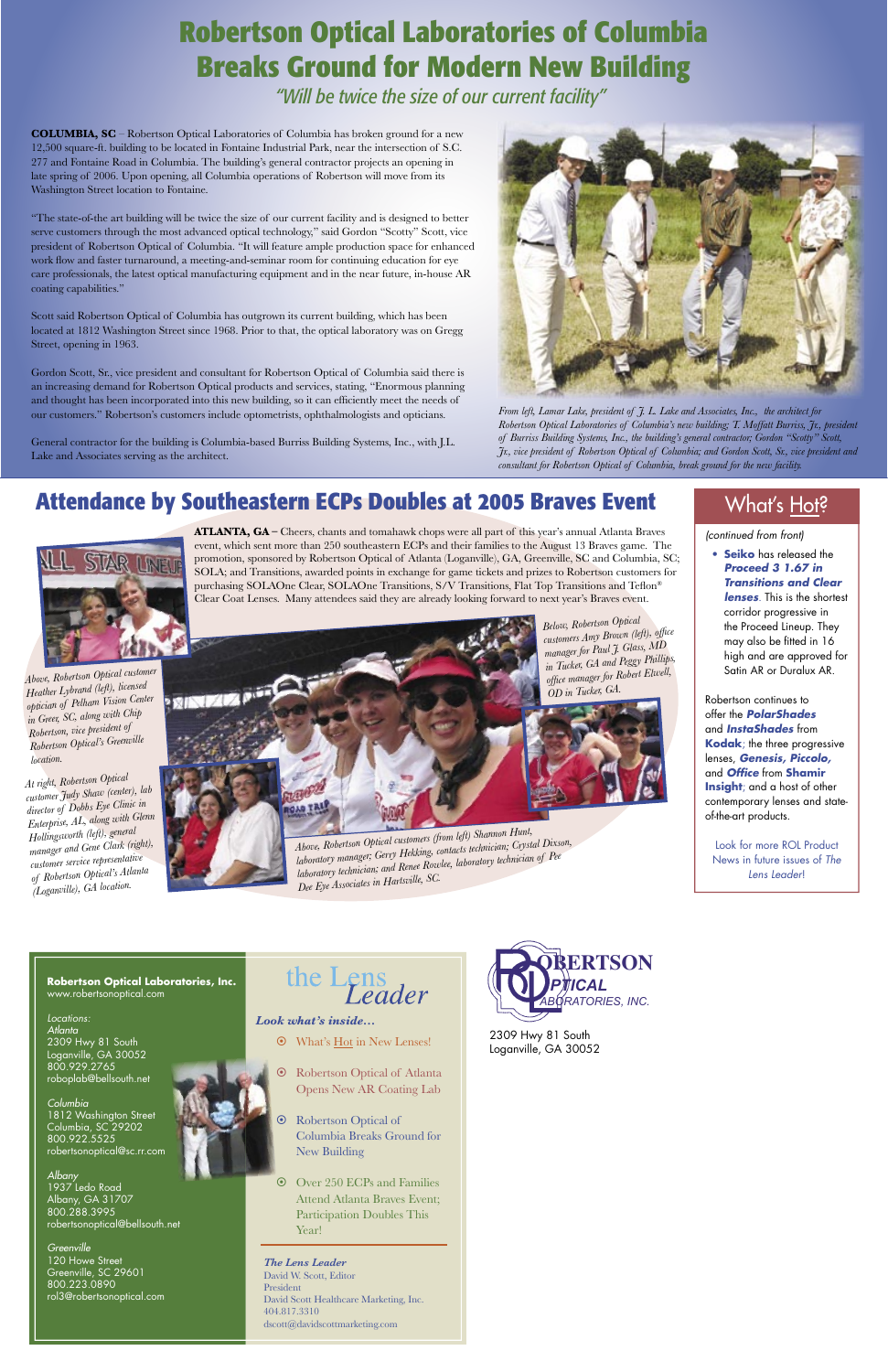# Robertson Optical Laboratories of Columbia Breaks Ground for Modern New Building

*"Will be twice the size of our current facility"*

**COLUMBIA, SC** – Robertson Optical Laboratories of Columbia has broken ground for a new 12,500 square-ft. building to be located in Fontaine Industrial Park, near the intersection of S.C. 277 and Fontaine Road in Columbia. The building's general contractor projects an opening in late spring of 2006. Upon opening, all Columbia operations of Robertson will move from its Washington Street location to Fontaine.

"The state-of-the art building will be twice the size of our current facility and is designed to better serve customers through the most advanced optical technology," said Gordon "Scotty" Scott, vice president of Robertson Optical of Columbia. "It will feature ample production space for enhanced work flow and faster turnaround, a meeting-and-seminar room for continuing education for eye care professionals, the latest optical manufacturing equipment and in the near future, in-house AR coating capabilities."

Scott said Robertson Optical of Columbia has outgrown its current building, which has been located at 1812 Washington Street since 1968. Prior to that, the optical laboratory was on Gregg Street, opening in 1963.

Gordon Scott, Sr., vice president and consultant for Robertson Optical of Columbia said there is an increasing demand for Robertson Optical products and services, stating, "Enormous planning and thought has been incorporated into this new building, so it can efficiently meet the needs of our customers." Robertson's customers include optometrists, ophthalmologists and opticians.

General contractor for the building is Columbia-based Burriss Building Systems, Inc., with J.L. Lake and Associates serving as the architect.

*From left, Lamar Lake, president of J. L. Lake and Associates, Inc., the architect for Robertson Optical Laboratories of Columbia's new building; T. Moffatt Burriss, Jr., president of Burriss Building Systems, Inc., the building's general contractor; Gordon "Scotty" Scott, Jr., vice president of Robertson Optical of Columbia; and Gordon Scott, Sr., vice president and consultant for Robertson Optical of Columbia, break ground for the new facility.*

## Attendance by Southeastern ECPs Doubles at 2005 Braves Event

**ATLANTA, GA –** Cheers, chants and tomahawk chops were all part of this year's annual Atlanta Braves event, which sent more than 250 southeastern ECPs and their families to the August 13 Braves game. The promotion, sponsored by Robertson Optical of Atlanta (Loganville), GA, Greenville, SC and Columbia, SC; SOLA; and Transitions, awarded points in exchange for game tickets and prizes to Robertson customers for purchasing SOLAOne Clear, SOLAOne Transitions, S/V Transitions, Flat Top Transitions and Teflon® Clear Coat Lenses. Many attendees said they are already looking forward to next year's Braves event.

*Above, Robertson Optical customer Heather Lybrand (left), licensed optician of Pelham Vision Center in Greer, SC, along with Chip Robertson, vice president of Robertson Optical's Greenville location.*

*At right, Robertson Optical customer Judy Shaw (center), lab director of Dobbs Eye Clinic in Enterprise, AL, along with Glenn Hollingsworth (left), general manager and Gene Clark (right), customer service representative of Robertson Optical's Atlanta (Loganville), GA location.*

*Below, Robertson Optical customers Amy Brown (left), office manager for Paul J. Glass, MD in Tucker, GA and Peggy Phillips, office manager for Robert Elwell, OD in Tucker, GA.*

*Above, Robertson Optical customers (from left) Shannon Hunt, laboratory manager; Gerry Hekking, contacts technician; Crystal Dixson, laboratory technician; and Renee Rowlee, laboratory technician of Pee Dee Eye Associates in Hartsville, SC.*

## What's Hot?

*(continued from front)*

- **Seiko** has released the ***Proceed 3 1.67 in Transitions and Clear lenses***. This is the shortest corridor progressive in the Proceed Lineup. They may also be fitted in 16 high and are approved for Satin AR or Duralux AR.

Robertson continues to offer the ***PolarShades*** and ***InstaShades*** from **Kodak**; the three progressive lenses, ***Genesis, Piccolo,*** and ***Office*** from **Shamir Insight**; and a host of other contemporary lenses and state-of-the-art products.

Look for more ROL Product News in future issues of *The Lens Leader*!

**Robertson Optical Laboratories, Inc.**
www.robertsonoptical.com

*Locations:*

*Atlanta*
2309 Hwy 81 South
Loganville, GA 30052
800.929.2765
roboplab@bellsouth.net

*Columbia*
1812 Washington Street
Columbia, SC 29202
800.922.5525
robertsonoptical@sc.rr.com

*Albany*
1937 Ledo Road
Albany, GA 31707
800.288.3995
robertsonoptical@bellsouth.net

*Greenville*
120 Howe Street
Greenville, SC 29601
800.223.0890
rol3@robertsonoptical.com

## the Lens Leader

***Look what's inside...***

- What's Hot in New Lenses!
- Robertson Optical of Atlanta Opens New AR Coating Lab
- Robertson Optical of Columbia Breaks Ground for New Building
- Over 250 ECPs and Families Attend Atlanta Braves Event; Participation Doubles This Year!

***The Lens Leader***
David W. Scott, Editor
President
David Scott Healthcare Marketing, Inc.
404.817.3310
dscott@davidscottmarketing.com

ROBERTSON OPTICAL LABORATORIES, INC.
2309 Hwy 81 South
Loganville, GA 30052